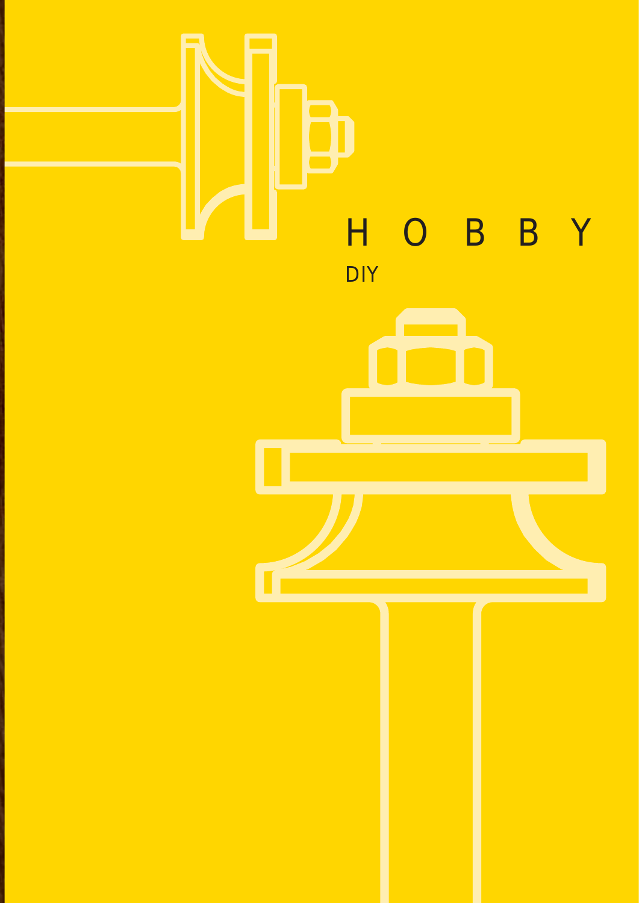# H O B B Y

DIY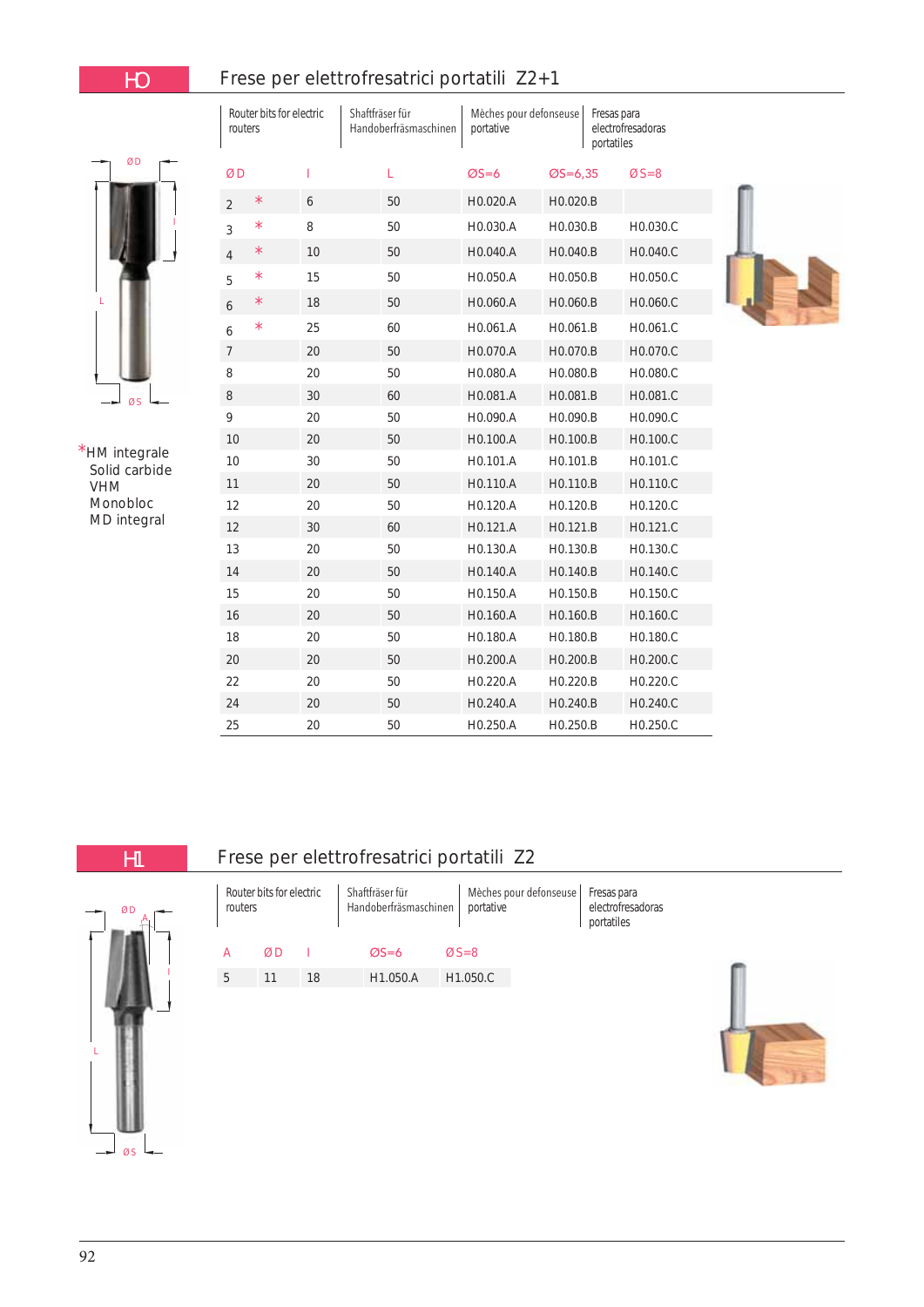## H0 Frese per elettrofresatrici portatili Z2+1

| Router bits for electric routers | Shaftfräser für Handoberfräsmaschinen | Mèches pour defonseuse portative | Fresas para electrofresadoras portatiles |
|---|---|---|---|

| ØD | | l | L | ØS=6 | ØS=6,35 | ØS=8 |
|---|---|---|---|---|---|---|
| 2 | * | 6 | 50 | H0.020.A | H0.020.B | |
| 3 | * | 8 | 50 | H0.030.A | H0.030.B | H0.030.C |
| 4 | * | 10 | 50 | H0.040.A | H0.040.B | H0.040.C |
| 5 | * | 15 | 50 | H0.050.A | H0.050.B | H0.050.C |
| 6 | * | 18 | 50 | H0.060.A | H0.060.B | H0.060.C |
| 6 | * | 25 | 60 | H0.061.A | H0.061.B | H0.061.C |
| 7 | | 20 | 50 | H0.070.A | H0.070.B | H0.070.C |
| 8 | | 20 | 50 | H0.080.A | H0.080.B | H0.080.C |
| 8 | | 30 | 60 | H0.081.A | H0.081.B | H0.081.C |
| 9 | | 20 | 50 | H0.090.A | H0.090.B | H0.090.C |
| 10 | | 20 | 50 | H0.100.A | H0.100.B | H0.100.C |
| 10 | | 30 | 50 | H0.101.A | H0.101.B | H0.101.C |
| 11 | | 20 | 50 | H0.110.A | H0.110.B | H0.110.C |
| 12 | | 20 | 50 | H0.120.A | H0.120.B | H0.120.C |
| 12 | | 30 | 60 | H0.121.A | H0.121.B | H0.121.C |
| 13 | | 20 | 50 | H0.130.A | H0.130.B | H0.130.C |
| 14 | | 20 | 50 | H0.140.A | H0.140.B | H0.140.C |
| 15 | | 20 | 50 | H0.150.A | H0.150.B | H0.150.C |
| 16 | | 20 | 50 | H0.160.A | H0.160.B | H0.160.C |
| 18 | | 20 | 50 | H0.180.A | H0.180.B | H0.180.C |
| 20 | | 20 | 50 | H0.200.A | H0.200.B | H0.200.C |
| 22 | | 20 | 50 | H0.220.A | H0.220.B | H0.220.C |
| 24 | | 20 | 50 | H0.240.A | H0.240.B | H0.240.C |
| 25 | | 20 | 50 | H0.250.A | H0.250.B | H0.250.C |

*HM integrale
Solid carbide
VHM
Monobloc
MD integral

## H1 Frese per elettrofresatrici portatili Z2

| Router bits for electric routers | Shaftfräser für Handoberfräsmaschinen | Mèches pour defonseuse portative | Fresas para electrofresadoras portatiles |
|---|---|---|---|

| A | ØD | l | ØS=6 | ØS=8 |
|---|---|---|---|---|
| 5 | 11 | 18 | H1.050.A | H1.050.C |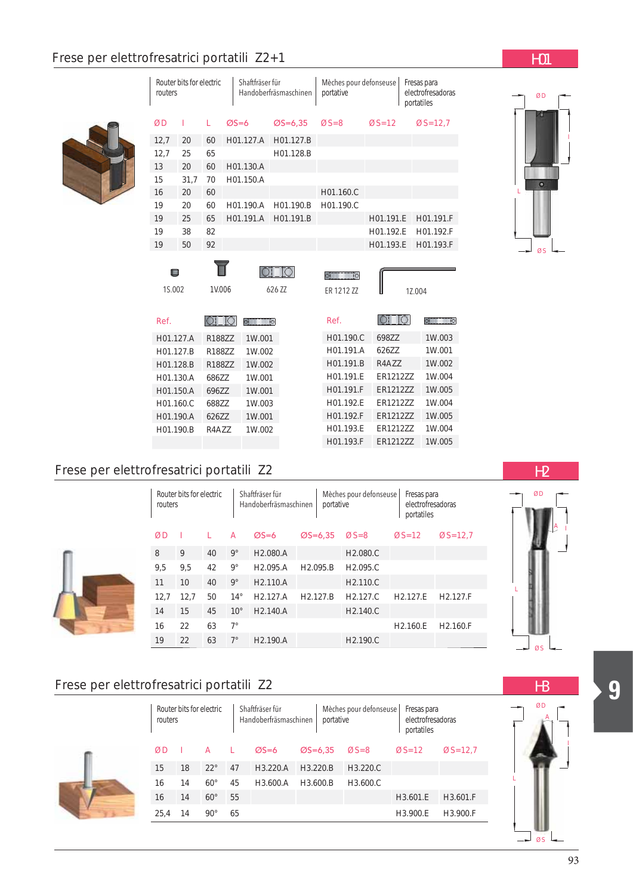## Frese per elettrofresatrici portatili Z2+1

**H01**

| Router bits for electric routers | Shaftfräser für Handoberfräsmaschinen | Mèches pour defonseuse portative | Fresas para electrofresadoras portatiles |
|---|---|---|---|

| ØD | l | L | ØS=6 | ØS=6,35 | ØS=8 | ØS=12 | ØS=12,7 |
|---|---|---|---|---|---|---|---|
| 12,7 | 20 | 60 | H01.127.A | H01.127.B | | | |
| 12,7 | 25 | 65 | | H01.128.B | | | |
| 13 | 20 | 60 | H01.130.A | | | | |
| 15 | 31,7 | 70 | H01.150.A | | | | |
| 16 | 20 | 60 | | | H01.160.C | | |
| 19 | 20 | 60 | H01.190.A | H01.190.B | H01.190.C | | |
| 19 | 25 | 65 | H01.191.A | H01.191.B | | H01.191.E | H01.191.F |
| 19 | 38 | 82 | | | | H01.192.E | H01.192.F |
| 19 | 50 | 92 | | | | H01.193.E | H01.193.F |

1S.002 1V.006 626 ZZ ER 1212 ZZ 1Z.004

| Ref. | | | Ref. | | |
|---|---|---|---|---|---|
| H01.127.A | R188ZZ | 1W.001 | H01.190.C | 698ZZ | 1W.003 |
| H01.127.B | R188ZZ | 1W.002 | H01.191.A | 626ZZ | 1W.001 |
| H01.128.B | R188ZZ | 1W.002 | H01.191.B | R4AZZ | 1W.002 |
| H01.130.A | 686ZZ | 1W.001 | H01.191.E | ER1212ZZ | 1W.004 |
| H01.150.A | 696ZZ | 1W.001 | H01.191.F | ER1212ZZ | 1W.005 |
| H01.160.C | 688ZZ | 1W.003 | H01.192.E | ER1212ZZ | 1W.004 |
| H01.190.A | 626ZZ | 1W.001 | H01.192.F | ER1212ZZ | 1W.005 |
| H01.190.B | R4AZZ | 1W.002 | H01.193.E | ER1212ZZ | 1W.004 |
| | | | H01.193.F | ER1212ZZ | 1W.005 |

## Frese per elettrofresatrici portatili Z2

**H2**

| Router bits for electric routers | Shaftfräser für Handoberfräsmaschinen | Mèches pour defonseuse portative | Fresas para electrofresadoras portatiles |
|---|---|---|---|

| ØD | l | L | A | ØS=6 | ØS=6,35 | ØS=8 | ØS=12 | ØS=12,7 |
|---|---|---|---|---|---|---|---|---|
| 8 | 9 | 40 | 9° | H2.080.A | | H2.080.C | | |
| 9,5 | 9,5 | 42 | 9° | H2.095.A | H2.095.B | H2.095.C | | |
| 11 | 10 | 40 | 9° | H2.110.A | | H2.110.C | | |
| 12,7 | 12,7 | 50 | 14° | H2.127.A | H2.127.B | H2.127.C | H2.127.E | H2.127.F |
| 14 | 15 | 45 | 10° | H2.140.A | | H2.140.C | | |
| 16 | 22 | 63 | 7° | | | | H2.160.E | H2.160.F |
| 19 | 22 | 63 | 7° | H2.190.A | | H2.190.C | | |

## Frese per elettrofresatrici portatili Z2

**H3**

| Router bits for electric routers | Shaftfräser für Handoberfräsmaschinen | Mèches pour defonseuse portative | Fresas para electrofresadoras portatiles |
|---|---|---|---|

| ØD | l | A | L | ØS=6 | ØS=6,35 | ØS=8 | ØS=12 | ØS=12,7 |
|---|---|---|---|---|---|---|---|---|
| 15 | 18 | 22° | 47 | H3.220.A | H3.220.B | H3.220.C | | |
| 16 | 14 | 60° | 45 | H3.600.A | H3.600.B | H3.600.C | | |
| 16 | 14 | 60° | 55 | | | | H3.601.E | H3.601.F |
| 25,4 | 14 | 90° | 65 | | | | H3.900.E | H3.900.F |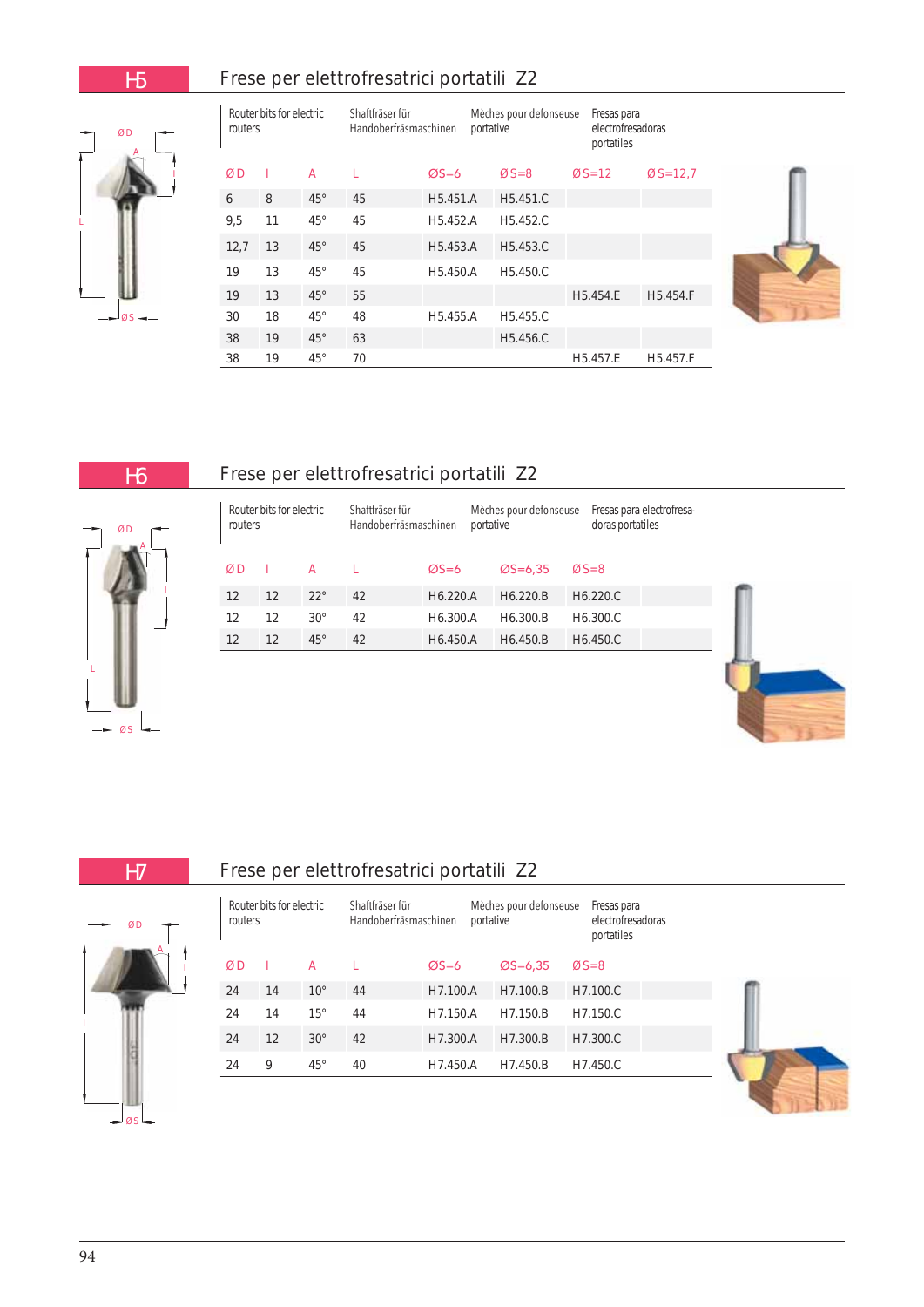## H5 Frese per elettrofresatrici portatili Z2

| Router bits for electric routers | Shaftfräser für Handoberfräsmaschinen | Mèches pour defonseuse portative | Fresas para electrofresadoras portatiles | | | | |
|---|---|---|---|---|---|---|---|
| ØD | I | A | L | ØS=6 | ØS=8 | ØS=12 | ØS=12,7 |
| 6 | 8 | 45° | 45 | H5.451.A | H5.451.C | | |
| 9,5 | 11 | 45° | 45 | H5.452.A | H5.452.C | | |
| 12,7 | 13 | 45° | 45 | H5.453.A | H5.453.C | | |
| 19 | 13 | 45° | 45 | H5.450.A | H5.450.C | | |
| 19 | 13 | 45° | 55 | | | H5.454.E | H5.454.F |
| 30 | 18 | 45° | 48 | H5.455.A | H5.455.C | | |
| 38 | 19 | 45° | 63 | | H5.456.C | | |
| 38 | 19 | 45° | 70 | | | H5.457.E | H5.457.F |

## H6 Frese per elettrofresatrici portatili Z2

| Router bits for electric routers | Shaftfräser für Handoberfräsmaschinen | Mèches pour defonseuse portative | Fresas para electrofresadoras portatiles | | | |
|---|---|---|---|---|---|---|
| ØD | I | A | L | ØS=6 | ØS=6,35 | ØS=8 |
| 12 | 12 | 22° | 42 | H6.220.A | H6.220.B | H6.220.C |
| 12 | 12 | 30° | 42 | H6.300.A | H6.300.B | H6.300.C |
| 12 | 12 | 45° | 42 | H6.450.A | H6.450.B | H6.450.C |

## H7 Frese per elettrofresatrici portatili Z2

| Router bits for electric routers | Shaftfräser für Handoberfräsmaschinen | Mèches pour defonseuse portative | Fresas para electrofresadoras portatiles | | | |
|---|---|---|---|---|---|---|
| ØD | I | A | L | ØS=6 | ØS=6,35 | ØS=8 |
| 24 | 14 | 10° | 44 | H7.100.A | H7.100.B | H7.100.C |
| 24 | 14 | 15° | 44 | H7.150.A | H7.150.B | H7.150.C |
| 24 | 12 | 30° | 42 | H7.300.A | H7.300.B | H7.300.C |
| 24 | 9 | 45° | 40 | H7.450.A | H7.450.B | H7.450.C |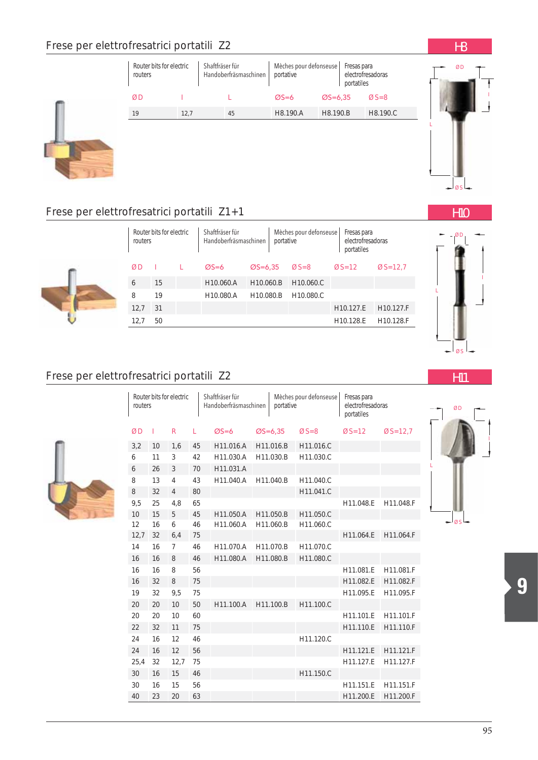## Frese per elettrofresatrici portatili Z2

H8

| Router bits for electric routers | | | Shaftfräser für Handoberfräsmaschinen | Mèches pour defonseuse portative | Fresas para electrofresadoras portatiles |
|---|---|---|---|---|---|
| ØD | I | L | ØS=6 | ØS=6,35 | ØS=8 |
| 19 | 12,7 | 45 | H8.190.A | H8.190.B | H8.190.C |

## Frese per elettrofresatrici portatili Z1+1

H10

| Router bits for electric routers | | | Shaftfräser für Handoberfräsmaschinen | | Mèches pour defonseuse portative | Fresas para electrofresadoras portatiles | |
|---|---|---|---|---|---|---|---|
| ØD | I | L | ØS=6 | ØS=6,35 | ØS=8 | ØS=12 | ØS=12,7 |
| 6 | 15 | | H10.060.A | H10.060.B | H10.060.C | | |
| 8 | 19 | | H10.080.A | H10.080.B | H10.080.C | | |
| 12,7 | 31 | | | | | H10.127.E | H10.127.F |
| 12,7 | 50 | | | | | H10.128.E | H10.128.F |

## Frese per elettrofresatrici portatili Z2

H11

| Router bits for electric routers | | | | Shaftfräser für Handoberfräsmaschinen | | Mèches pour defonseuse portative | Fresas para electrofresadoras portatiles | |
|---|---|---|---|---|---|---|---|---|
| ØD | I | R | L | ØS=6 | ØS=6,35 | ØS=8 | ØS=12 | ØS=12,7 |
| 3,2 | 10 | 1,6 | 45 | H11.016.A | H11.016.B | H11.016.C | | |
| 6 | 11 | 3 | 42 | H11.030.A | H11.030.B | H11.030.C | | |
| 6 | 26 | 3 | 70 | H11.031.A | | | | |
| 8 | 13 | 4 | 43 | H11.040.A | H11.040.B | H11.040.C | | |
| 8 | 32 | 4 | 80 | | | H11.041.C | | |
| 9,5 | 25 | 4,8 | 65 | | | | H11.048.E | H11.048.F |
| 10 | 15 | 5 | 45 | H11.050.A | H11.050.B | H11.050.C | | |
| 12 | 16 | 6 | 46 | H11.060.A | H11.060.B | H11.060.C | | |
| 12,7 | 32 | 6,4 | 75 | | | | H11.064.E | H11.064.F |
| 14 | 16 | 7 | 46 | H11.070.A | H11.070.B | H11.070.C | | |
| 16 | 16 | 8 | 46 | H11.080.A | H11.080.B | H11.080.C | | |
| 16 | 16 | 8 | 56 | | | | H11.081.E | H11.081.F |
| 16 | 32 | 8 | 75 | | | | H11.082.E | H11.082.F |
| 19 | 32 | 9,5 | 75 | | | | H11.095.E | H11.095.F |
| 20 | 20 | 10 | 50 | H11.100.A | H11.100.B | H11.100.C | | |
| 20 | 20 | 10 | 60 | | | | H11.101.E | H11.101.F |
| 22 | 32 | 11 | 75 | | | | H11.110.E | H11.110.F |
| 24 | 16 | 12 | 46 | | | H11.120.C | | |
| 24 | 16 | 12 | 56 | | | | H11.121.E | H11.121.F |
| 25,4 | 32 | 12,7 | 75 | | | | H11.127.E | H11.127.F |
| 30 | 16 | 15 | 46 | | | H11.150.C | | |
| 30 | 16 | 15 | 56 | | | | H11.151.E | H11.151.F |
| 40 | 23 | 20 | 63 | | | | H11.200.E | H11.200.F |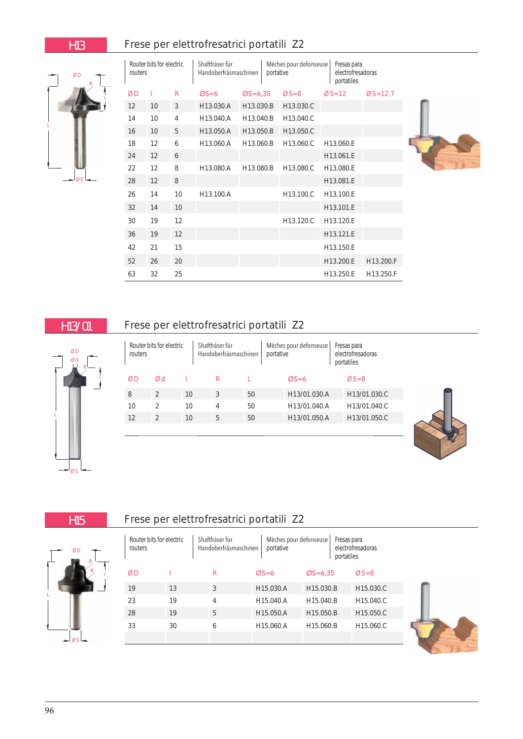## H13

### Frese per elettrofresatrici portatili Z2

| Router bits for electric routers | Shaftfräser für Handoberfräsmaschinen | Mèches pour defonseuse portative | Fresas para electrofresadoras portatiles |
|---|---|---|---|

| ØD | l | R | ØS=6 | ØS=6,35 | ØS=8 | ØS=12 | ØS=12,7 |
|---|---|---|---|---|---|---|---|
| 12 | 10 | 3 | H13.030.A | H13.030.B | H13.030.C | | |
| 14 | 10 | 4 | H13.040.A | H13.040.B | H13.040.C | | |
| 16 | 10 | 5 | H13.050.A | H13.050.B | H13.050.C | | |
| 18 | 12 | 6 | H13.060.A | H13.060.B | H13.060.C | H13.060.E | |
| 24 | 12 | 6 | | | | H13.061.E | |
| 22 | 12 | 8 | H13.080.A | H13.080.B | H13.080.C | H13.080.E | |
| 28 | 12 | 8 | | | | H13.081.E | |
| 26 | 14 | 10 | H13.100.A | | H13.100.C | H13.100.E | |
| 32 | 14 | 10 | | | | H13.101.E | |
| 30 | 19 | 12 | | | H13.120.C | H13.120.E | |
| 36 | 19 | 12 | | | | H13.121.E | |
| 42 | 21 | 15 | | | | H13.150.E | |
| 52 | 26 | 20 | | | | H13.200.E | H13.200.F |
| 63 | 32 | 25 | | | | H13.250.E | H13.250.F |

## H13/01

### Frese per elettrofresatrici portatili Z2

| Router bits for electric routers | Shaftfräser für Handoberfräsmaschinen | Mèches pour defonseuse portative | Fresas para electrofresadoras portatiles |
|---|---|---|---|

| ØD | Ød | l | R | L | ØS=6 | ØS=8 |
|---|---|---|---|---|---|---|
| 8 | 2 | 10 | 3 | 50 | H13/01.030.A | H13/01.030.C |
| 10 | 2 | 10 | 4 | 50 | H13/01.040.A | H13/01.040.C |
| 12 | 2 | 10 | 5 | 50 | H13/01.050.A | H13/01.050.C |

## H15

### Frese per elettrofresatrici portatili Z2

| Router bits for electric routers | Shaftfräser für Handoberfräsmaschinen | Mèches pour defonseuse portative | Fresas para electrofresadoras portatiles |
|---|---|---|---|

| ØD | l | R | ØS=6 | ØS=6,35 | ØS=8 |
|---|---|---|---|---|---|
| 19 | 13 | 3 | H15.030.A | H15.030.B | H15.030.C |
| 23 | 19 | 4 | H15.040.A | H15.040.B | H15.040.C |
| 28 | 19 | 5 | H15.050.A | H15.050.B | H15.050.C |
| 33 | 30 | 6 | H15.060.A | H15.060.B | H15.060.C |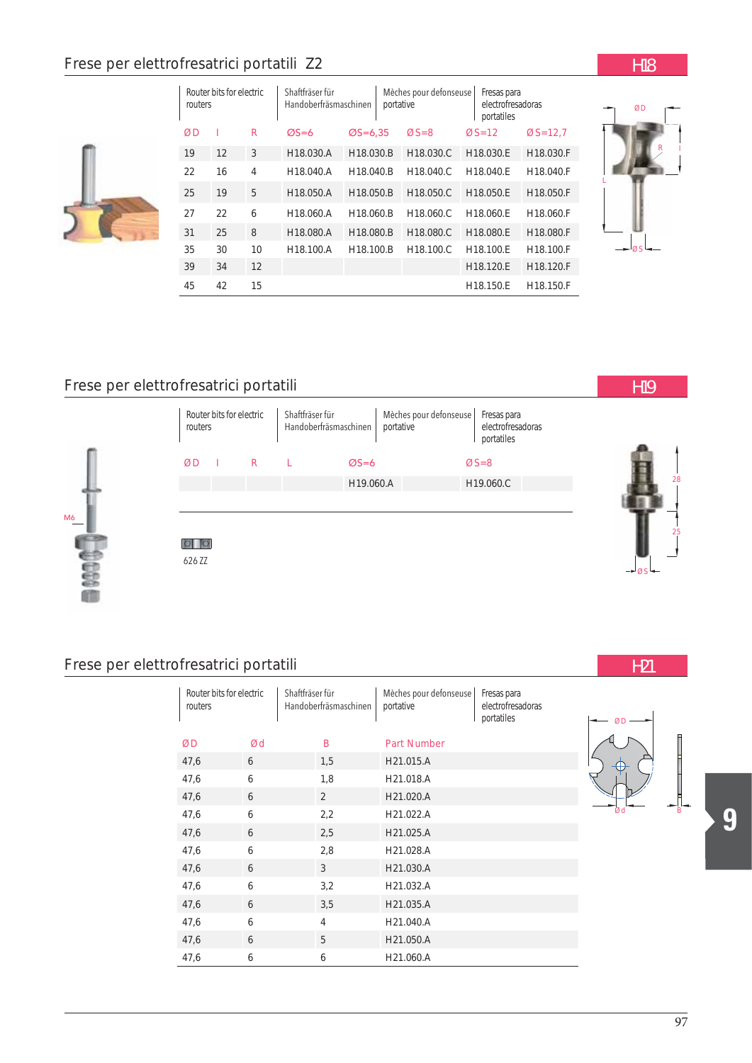## Frese per elettrofresatrici portatili Z2

**H18**

| Router bits for electric routers | | | Shaftfräser für Handoberfräsmaschinen | | Mèches pour defonseuse portative | Fresas para electrofresadoras portatiles | |
|---|---|---|---|---|---|---|---|
| ØD | I | R | ØS=6 | ØS=6,35 | ØS=8 | ØS=12 | ØS=12,7 |
| 19 | 12 | 3 | H18.030.A | H18.030.B | H18.030.C | H18.030.E | H18.030.F |
| 22 | 16 | 4 | H18.040.A | H18.040.B | H18.040.C | H18.040.E | H18.040.F |
| 25 | 19 | 5 | H18.050.A | H18.050.B | H18.050.C | H18.050.E | H18.050.F |
| 27 | 22 | 6 | H18.060.A | H18.060.B | H18.060.C | H18.060.E | H18.060.F |
| 31 | 25 | 8 | H18.080.A | H18.080.B | H18.080.C | H18.080.E | H18.080.F |
| 35 | 30 | 10 | H18.100.A | H18.100.B | H18.100.C | H18.100.E | H18.100.F |
| 39 | 34 | 12 | | | | H18.120.E | H18.120.F |
| 45 | 42 | 15 | | | | H18.150.E | H18.150.F |

## Frese per elettrofresatrici portatili

**H19**

| Router bits for electric routers | | | Shaftfräser für Handoberfräsmaschinen | | Mèches pour defonseuse portative | Fresas para electrofresadoras portatiles |
|---|---|---|---|---|---|---|
| ØD | I | R | L | ØS=6 | | ØS=8 |
| | | | | H19.060.A | | H19.060.C |

M6

626 ZZ

28

25

ØS

## Frese per elettrofresatrici portatili

**H21**

| Router bits for electric routers | Shaftfräser für Handoberfräsmaschinen | Mèches pour defonseuse portative | Fresas para electrofresadoras portatiles |
|---|---|---|---|
| ØD | Ød | B | Part Number |
| 47,6 | 6 | 1,5 | H21.015.A |
| 47,6 | 6 | 1,8 | H21.018.A |
| 47,6 | 6 | 2 | H21.020.A |
| 47,6 | 6 | 2,2 | H21.022.A |
| 47,6 | 6 | 2,5 | H21.025.A |
| 47,6 | 6 | 2,8 | H21.028.A |
| 47,6 | 6 | 3 | H21.030.A |
| 47,6 | 6 | 3,2 | H21.032.A |
| 47,6 | 6 | 3,5 | H21.035.A |
| 47,6 | 6 | 4 | H21.040.A |
| 47,6 | 6 | 5 | H21.050.A |
| 47,6 | 6 | 6 | H21.060.A |

9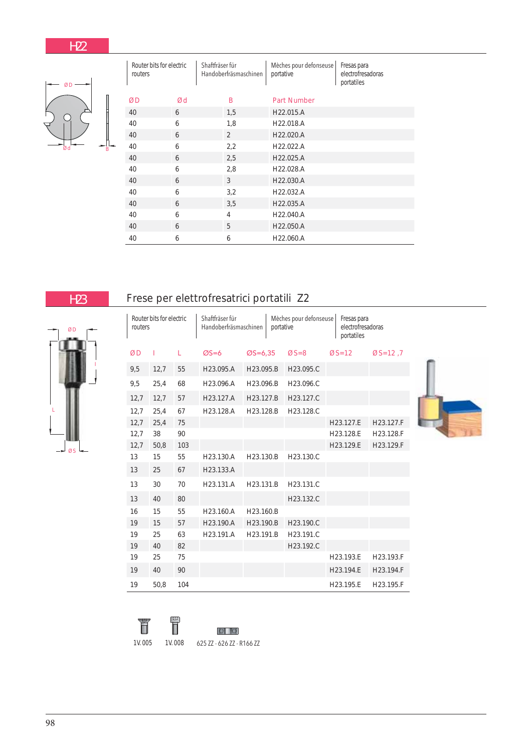## H22

| Router bits for electric routers | Shaftfräser für Handoberfräsmaschinen | Mèches pour defonseuse portative | Fresas para electrofresadoras portatiles |
|---|---|---|---|

| ØD | Ød | B | Part Number |
|---|---|---|---|
| 40 | 6 | 1,5 | H22.015.A |
| 40 | 6 | 1,8 | H22.018.A |
| 40 | 6 | 2 | H22.020.A |
| 40 | 6 | 2,2 | H22.022.A |
| 40 | 6 | 2,5 | H22.025.A |
| 40 | 6 | 2,8 | H22.028.A |
| 40 | 6 | 3 | H22.030.A |
| 40 | 6 | 3,2 | H22.032.A |
| 40 | 6 | 3,5 | H22.035.A |
| 40 | 6 | 4 | H22.040.A |
| 40 | 6 | 5 | H22.050.A |
| 40 | 6 | 6 | H22.060.A |

## H23 Frese per elettrofresatrici portatili Z2

| Router bits for electric routers | Shaftfräser für Handoberfräsmaschinen | Mèches pour defonseuse portative | Fresas para electrofresadoras portatiles |
|---|---|---|---|

| ØD | l | L | ØS=6 | ØS=6,35 | ØS=8 | ØS=12 | ØS=12 ,7 |
|---|---|---|---|---|---|---|---|
| 9,5 | 12,7 | 55 | H23.095.A | H23.095.B | H23.095.C | | |
| 9,5 | 25,4 | 68 | H23.096.A | H23.096.B | H23.096.C | | |
| 12,7 | 12,7 | 57 | H23.127.A | H23.127.B | H23.127.C | | |
| 12,7 | 25,4 | 67 | H23.128.A | H23.128.B | H23.128.C | | |
| 12,7 | 25,4 | 75 | | | | H23.127.E | H23.127.F |
| 12,7 | 38 | 90 | | | | H23.128.E | H23.128.F |
| 12,7 | 50,8 | 103 | | | | H23.129.E | H23.129.F |
| 13 | 15 | 55 | H23.130.A | H23.130.B | H23.130.C | | |
| 13 | 25 | 67 | H23.133.A | | | | |
| 13 | 30 | 70 | H23.131.A | H23.131.B | H23.131.C | | |
| 13 | 40 | 80 | | | H23.132.C | | |
| 16 | 15 | 55 | H23.160.A | H23.160.B | | | |
| 19 | 15 | 57 | H23.190.A | H23.190.B | H23.190.C | | |
| 19 | 25 | 63 | H23.191.A | H23.191.B | H23.191.C | | |
| 19 | 40 | 82 | | | H23.192.C | | |
| 19 | 25 | 75 | | | | H23.193.E | H23.193.F |
| 19 | 40 | 90 | | | | H23.194.E | H23.194.F |
| 19 | 50,8 | 104 | | | | H23.195.E | H23.195.F |

1V. 005 1V. 008 625 ZZ - 626 ZZ - R166 ZZ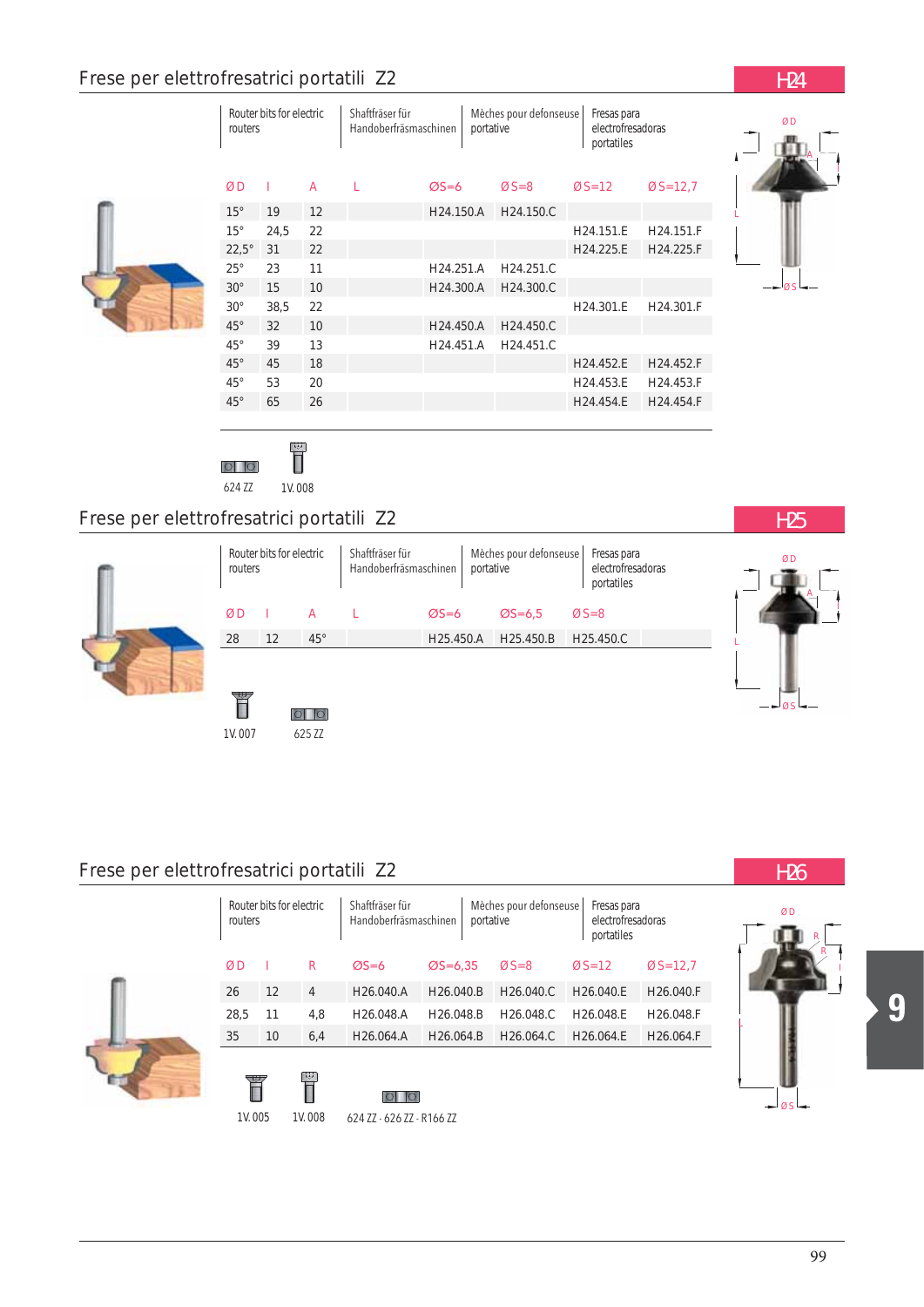## Frese per elettrofresatrici portatili Z2

**H24**

| Router bits for electric routers | Shaftfräser für Handoberfräsmaschinen | Mèches pour defonseuse portative | Fresas para electrofresadoras portatiles |
|---|---|---|---|

| ØD | l | A | L | ØS=6 | ØS=8 | ØS=12 | ØS=12,7 |
|---|---|---|---|---|---|---|---|
| 15° | 19 | 12 | | H24.150.A | H24.150.C | | |
| 15° | 24,5 | 22 | | | | H24.151.E | H24.151.F |
| 22,5° | 31 | 22 | | | | H24.225.E | H24.225.F |
| 25° | 23 | 11 | | H24.251.A | H24.251.C | | |
| 30° | 15 | 10 | | H24.300.A | H24.300.C | | |
| 30° | 38,5 | 22 | | | | H24.301.E | H24.301.F |
| 45° | 32 | 10 | | H24.450.A | H24.450.C | | |
| 45° | 39 | 13 | | H24.451.A | H24.451.C | | |
| 45° | 45 | 18 | | | | H24.452.E | H24.452.F |
| 45° | 53 | 20 | | | | H24.453.E | H24.453.F |
| 45° | 65 | 26 | | | | H24.454.E | H24.454.F |

624 ZZ 1V. 008

## Frese per elettrofresatrici portatili Z2

**H25**

| Router bits for electric routers | Shaftfräser für Handoberfräsmaschinen | Mèches pour defonseuse portative | Fresas para electrofresadoras portatiles |
|---|---|---|---|

| ØD | l | A | L | ØS=6 | ØS=6,5 | ØS=8 |
|---|---|---|---|---|---|---|
| 28 | 12 | 45° | | H25.450.A | H25.450.B | H25.450.C |

1V. 007 625 ZZ

## Frese per elettrofresatrici portatili Z2

**H26**

| Router bits for electric routers | Shaftfräser für Handoberfräsmaschinen | Mèches pour defonseuse portative | Fresas para electrofresadoras portatiles |
|---|---|---|---|

| ØD | l | R | ØS=6 | ØS=6,35 | ØS=8 | ØS=12 | ØS=12,7 |
|---|---|---|---|---|---|---|---|
| 26 | 12 | 4 | H26.040.A | H26.040.B | H26.040.C | H26.040.E | H26.040.F |
| 28,5 | 11 | 4,8 | H26.048.A | H26.048.B | H26.048.C | H26.048.E | H26.048.F |
| 35 | 10 | 6,4 | H26.064.A | H26.064.B | H26.064.C | H26.064.E | H26.064.F |

1V. 005 1V. 008 624 ZZ - 626 ZZ - R166 ZZ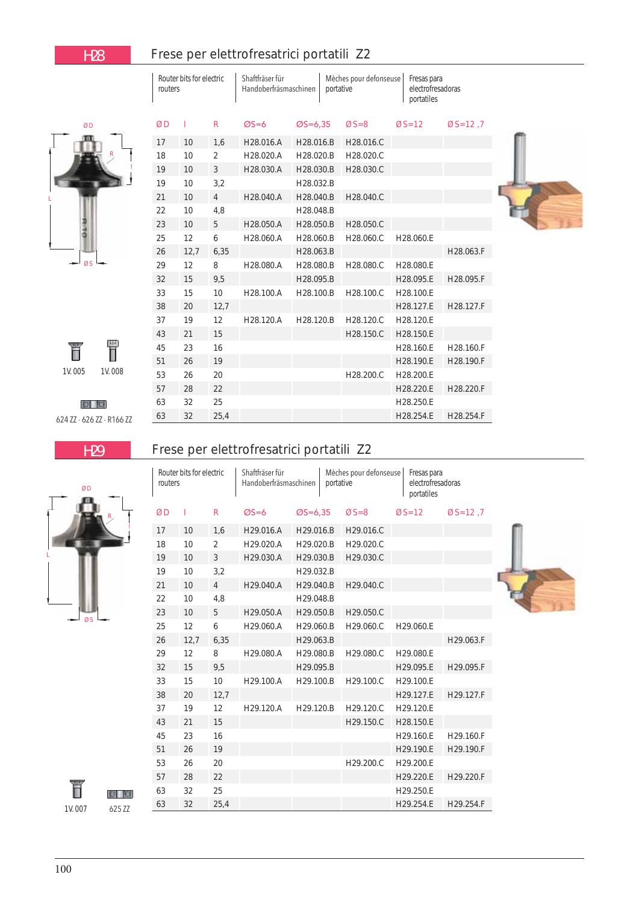# H28

## Frese per elettrofresatrici portatili Z2

| Router bits for electric routers | Shaftfräser für Handoberfräsmaschinen | Mèches pour defonseuse portative | Fresas para electrofresadoras portatiles |
|---|---|---|---|

| ØD | l | R | ØS=6 | ØS=6,35 | ØS=8 | ØS=12 | ØS=12,7 |
|---|---|---|---|---|---|---|---|
| 17 | 10 | 1,6 | H28.016.A | H28.016.B | H28.016.C | | |
| 18 | 10 | 2 | H28.020.A | H28.020.B | H28.020.C | | |
| 19 | 10 | 3 | H28.030.A | H28.030.B | H28.030.C | | |
| 19 | 10 | 3,2 | | H28.032.B | | | |
| 21 | 10 | 4 | H28.040.A | H28.040.B | H28.040.C | | |
| 22 | 10 | 4,8 | | H28.048.B | | | |
| 23 | 10 | 5 | H28.050.A | H28.050.B | H28.050.C | | |
| 25 | 12 | 6 | H28.060.A | H28.060.B | H28.060.C | H28.060.E | |
| 26 | 12,7 | 6,35 | | H28.063.B | | | H28.063.F |
| 29 | 12 | 8 | H28.080.A | H28.080.B | H28.080.C | H28.080.E | |
| 32 | 15 | 9,5 | | H28.095.B | | H28.095.E | H28.095.F |
| 33 | 15 | 10 | H28.100.A | H28.100.B | H28.100.C | H28.100.E | |
| 38 | 20 | 12,7 | | | | H28.127.E | H28.127.F |
| 37 | 19 | 12 | H28.120.A | H28.120.B | H28.120.C | H28.120.E | |
| 43 | 21 | 15 | | | H28.150.C | H28.150.E | |
| 45 | 23 | 16 | | | | H28.160.E | H28.160.F |
| 51 | 26 | 19 | | | | H28.190.E | H28.190.F |
| 53 | 26 | 20 | | | H28.200.C | H28.200.E | |
| 57 | 28 | 22 | | | | H28.220.E | H28.220.F |
| 63 | 32 | 25 | | | | H28.250.E | |
| 63 | 32 | 25,4 | | | | H28.254.E | H28.254.F |

1V. 005 1V. 008

624 ZZ - 626 ZZ - R166 ZZ

# H29

## Frese per elettrofresatrici portatili Z2

| Router bits for electric routers | Shaftfräser für Handoberfräsmaschinen | Mèches pour defonseuse portative | Fresas para electrofresadoras portatiles |
|---|---|---|---|

| ØD | l | R | ØS=6 | ØS=6,35 | ØS=8 | ØS=12 | ØS=12,7 |
|---|---|---|---|---|---|---|---|
| 17 | 10 | 1,6 | H29.016.A | H29.016.B | H29.016.C | | |
| 18 | 10 | 2 | H29.020.A | H29.020.B | H29.020.C | | |
| 19 | 10 | 3 | H29.030.A | H29.030.B | H29.030.C | | |
| 19 | 10 | 3,2 | | H29.032.B | | | |
| 21 | 10 | 4 | H29.040.A | H29.040.B | H29.040.C | | |
| 22 | 10 | 4,8 | | H29.048.B | | | |
| 23 | 10 | 5 | H29.050.A | H29.050.B | H29.050.C | | |
| 25 | 12 | 6 | H29.060.A | H29.060.B | H29.060.C | H29.060.E | |
| 26 | 12,7 | 6,35 | | H29.063.B | | | H29.063.F |
| 29 | 12 | 8 | H29.080.A | H29.080.B | H29.080.C | H29.080.E | |
| 32 | 15 | 9,5 | | H29.095.B | | H29.095.E | H29.095.F |
| 33 | 15 | 10 | H29.100.A | H29.100.B | H29.100.C | H29.100.E | |
| 38 | 20 | 12,7 | | | | H29.127.E | H29.127.F |
| 37 | 19 | 12 | H29.120.A | H29.120.B | H29.120.C | H29.120.E | |
| 43 | 21 | 15 | | | H29.150.C | H28.150.E | |
| 45 | 23 | 16 | | | | H29.160.E | H29.160.F |
| 51 | 26 | 19 | | | | H29.190.E | H29.190.F |
| 53 | 26 | 20 | | | H29.200.C | H29.200.E | |
| 57 | 28 | 22 | | | | H29.220.E | H29.220.F |
| 63 | 32 | 25 | | | | H29.250.E | |
| 63 | 32 | 25,4 | | | | H29.254.E | H29.254.F |

1V. 007 625 ZZ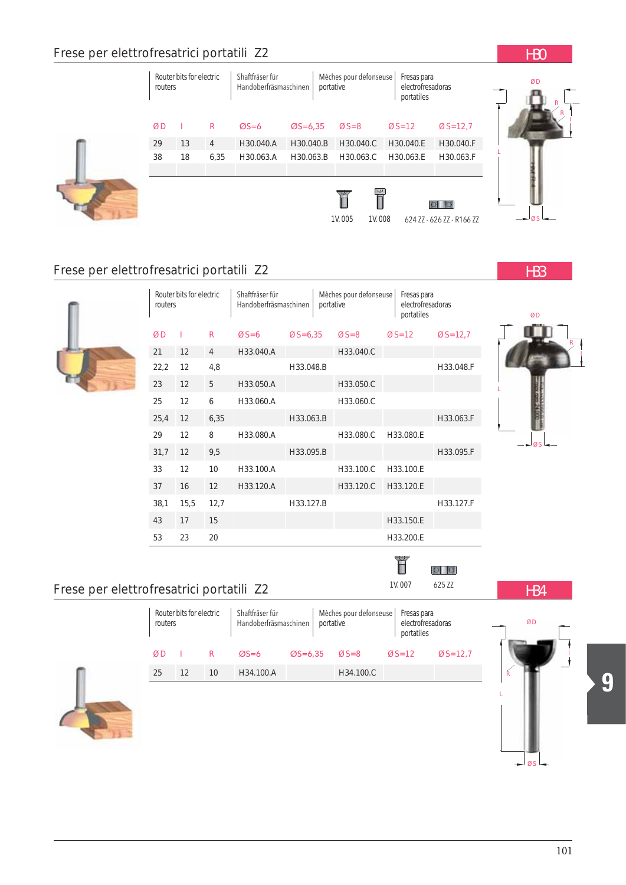## Frese per elettrofresatrici portatili Z2

**H30**

| Router bits for electric routers | Shaftfräser für Handoberfräsmaschinen | Mèches pour defonseuse portative | Fresas para electrofresadoras portatiles |
|---|---|---|---|

| ØD | I | R | ØS=6 | ØS=6,35 | ØS=8 | ØS=12 | ØS=12,7 |
|---|---|---|---|---|---|---|---|
| 29 | 13 | 4 | H30.040.A | H30.040.B | H30.040.C | H30.040.E | H30.040.F |
| 38 | 18 | 6,35 | H30.063.A | H30.063.B | H30.063.C | H30.063.E | H30.063.F |

1V. 005 1V. 008 624 ZZ - 626 ZZ - R166 ZZ

## Frese per elettrofresatrici portatili Z2

**H33**

| Router bits for electric routers | Shaftfräser für Handoberfräsmaschinen | Mèches pour defonseuse portative | Fresas para electrofresadoras portatiles |
|---|---|---|---|

| ØD | I | R | ØS=6 | ØS=6,35 | ØS=8 | ØS=12 | ØS=12,7 |
|---|---|---|---|---|---|---|---|
| 21 | 12 | 4 | H33.040.A | | H33.040.C | | |
| 22,2 | 12 | 4,8 | | H33.048.B | | | H33.048.F |
| 23 | 12 | 5 | H33.050.A | | H33.050.C | | |
| 25 | 12 | 6 | H33.060.A | | H33.060.C | | |
| 25,4 | 12 | 6,35 | | H33.063.B | | | H33.063.F |
| 29 | 12 | 8 | H33.080.A | | H33.080.C | H33.080.E | |
| 31,7 | 12 | 9,5 | | H33.095.B | | | H33.095.F |
| 33 | 12 | 10 | H33.100.A | | H33.100.C | H33.100.E | |
| 37 | 16 | 12 | H33.120.A | | H33.120.C | H33.120.E | |
| 38,1 | 15,5 | 12,7 | | H33.127.B | | | H33.127.F |
| 43 | 17 | 15 | | | | H33.150.E | |
| 53 | 23 | 20 | | | | H33.200.E | |

1V. 007 625 ZZ

## Frese per elettrofresatrici portatili Z2

**H34**

| Router bits for electric routers | Shaftfräser für Handoberfräsmaschinen | Mèches pour defonseuse portative | Fresas para electrofresadoras portatiles |
|---|---|---|---|

| ØD | I | R | ØS=6 | ØS=6,35 | ØS=8 | ØS=12 | ØS=12,7 |
|---|---|---|---|---|---|---|---|
| 25 | 12 | 10 | H34.100.A | | H34.100.C | | |

9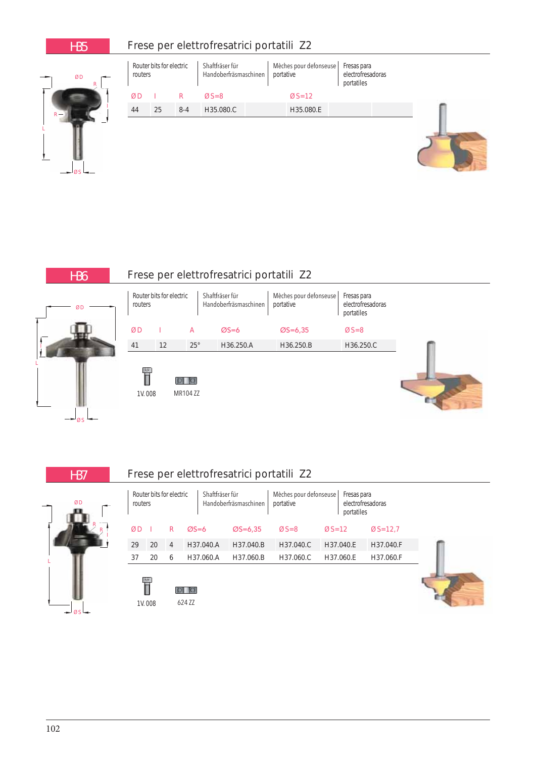## H35 Frese per elettrofresatrici portatili Z2

Router bits for electric routers | Shaftfräser für Handoberfräsmaschinen | Mèches pour defonseuse portative | Fresas para electrofresadoras portatiles

| ØD | I | R | ØS=8 | | ØS=12 | | |
|---|---|---|---|---|---|---|---|
| 44 | 25 | 8-4 | H35.080.C | | H35.080.E | | |

## H36 Frese per elettrofresatrici portatili Z2

Router bits for electric routers | Shaftfräser für Handoberfräsmaschinen | Mèches pour defonseuse portative | Fresas para electrofresadoras portatiles

| ØD | I | A | ØS=6 | ØS=6,35 | ØS=8 |
|---|---|---|---|---|---|
| 41 | 12 | 25° | H36.250.A | H36.250.B | H36.250.C |

1V.008    MR104 ZZ

## H37 Frese per elettrofresatrici portatili Z2

Router bits for electric routers | Shaftfräser für Handoberfräsmaschinen | Mèches pour defonseuse portative | Fresas para electrofresadoras portatiles

| ØD | I | R | ØS=6 | ØS=6,35 | ØS=8 | ØS=12 | ØS=12,7 |
|---|---|---|---|---|---|---|---|
| 29 | 20 | 4 | H37.040.A | H37.040.B | H37.040.C | H37.040.E | H37.040.F |
| 37 | 20 | 6 | H37.060.A | H37.060.B | H37.060.C | H37.060.E | H37.060.F |

1V.008    624 ZZ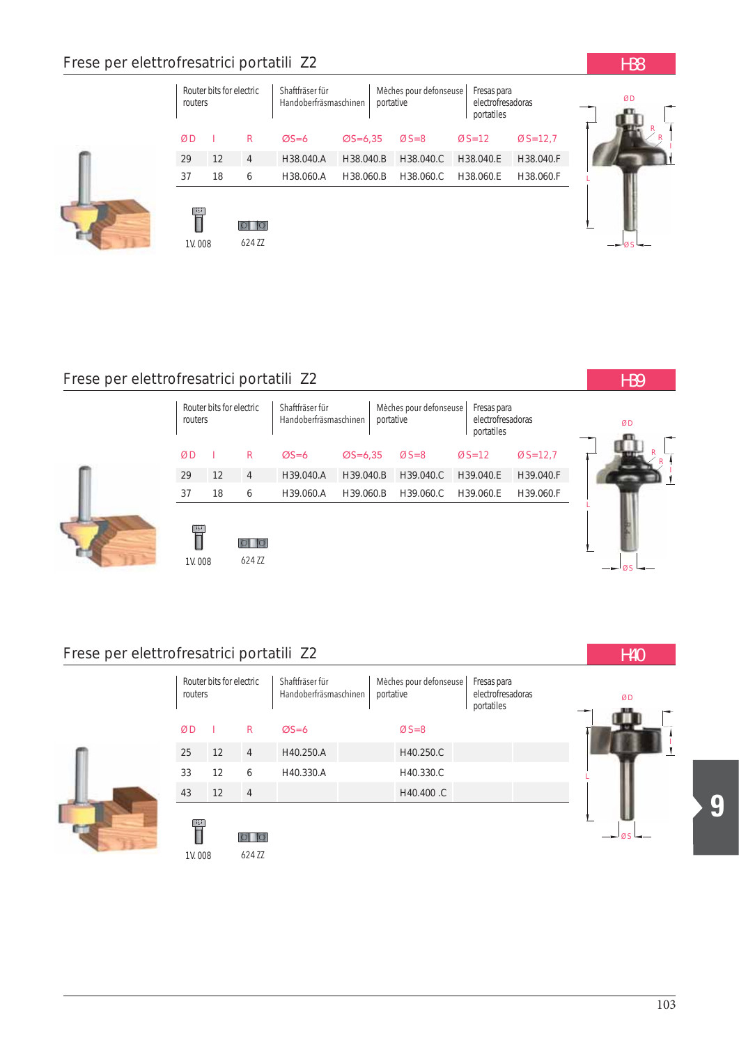## Frese per elettrofresatrici portatili Z2

**H38**

| Router bits for electric routers | | | Shaftfräser für Handoberfräsmaschinen | | Mèches pour defonseuse portative | Fresas para electrofresadoras portatiles | |
|---|---|---|---|---|---|---|---|
| ØD | l | R | ØS=6 | ØS=6,35 | ØS=8 | ØS=12 | ØS=12,7 |
| 29 | 12 | 4 | H38.040.A | H38.040.B | H38.040.C | H38.040.E | H38.040.F |
| 37 | 18 | 6 | H38.060.A | H38.060.B | H38.060.C | H38.060.E | H38.060.F |

1V. 008 — 624 ZZ

## Frese per elettrofresatrici portatili Z2

**H39**

| Router bits for electric routers | | | Shaftfräser für Handoberfräsmaschinen | | Mèches pour defonseuse portative | Fresas para electrofresadoras portatiles | |
|---|---|---|---|---|---|---|---|
| ØD | l | R | ØS=6 | ØS=6,35 | ØS=8 | ØS=12 | ØS=12,7 |
| 29 | 12 | 4 | H39.040.A | H39.040.B | H39.040.C | H39.040.E | H39.040.F |
| 37 | 18 | 6 | H39.060.A | H39.060.B | H39.060.C | H39.060.E | H39.060.F |

1V. 008 — 624 ZZ

## Frese per elettrofresatrici portatili Z2

**H40**

| Router bits for electric routers | | | Shaftfräser für Handoberfräsmaschinen | | Mèches pour defonseuse portative | Fresas para electrofresadoras portatiles | |
|---|---|---|---|---|---|---|---|
| ØD | l | R | ØS=6 | | ØS=8 | | |
| 25 | 12 | 4 | H40.250.A | | H40.250.C | | |
| 33 | 12 | 6 | H40.330.A | | H40.330.C | | |
| 43 | 12 | 4 | | | H40.400 .C | | |

1V. 008 — 624 ZZ

9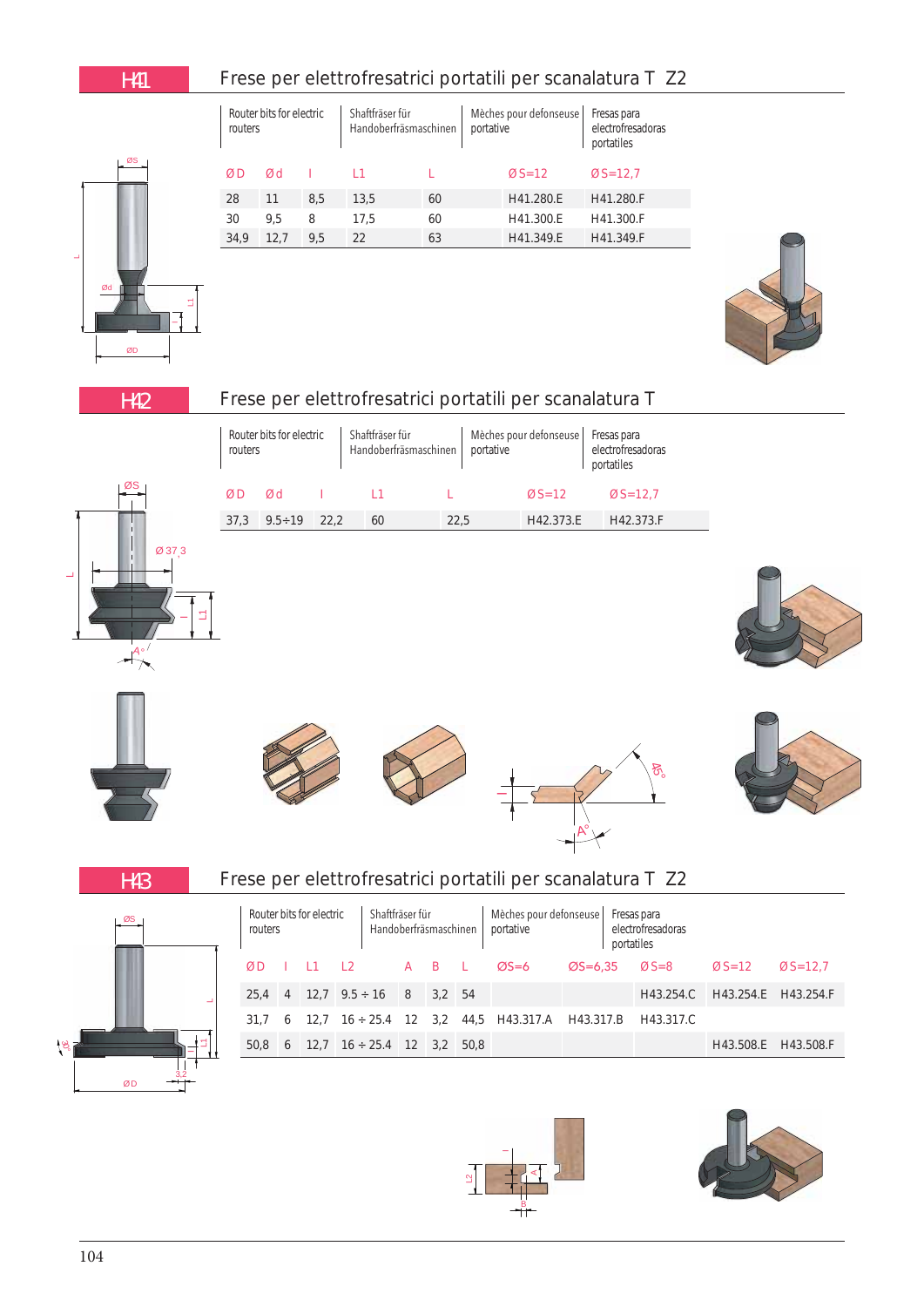## H41 Frese per elettrofresatrici portatili per scanalatura T Z2

| Router bits for electric routers | Shaftfräser für Handoberfräsmaschinen | Mèches pour defonseuse portative | Fresas para electrofresadoras portatiles |
|---|---|---|---|

| Ø D | Ø d | l | L1 | L | Ø S=12 | Ø S=12,7 |
|---|---|---|---|---|---|---|
| 28 | 11 | 8,5 | 13,5 | 60 | H41.280.E | H41.280.F |
| 30 | 9,5 | 8 | 17,5 | 60 | H41.300.E | H41.300.F |
| 34,9 | 12,7 | 9,5 | 22 | 63 | H41.349.E | H41.349.F |

## H42 Frese per elettrofresatrici portatili per scanalatura T

| Router bits for electric routers | Shaftfräser für Handoberfräsmaschinen | Mèches pour defonseuse portative | Fresas para electrofresadoras portatiles |
|---|---|---|---|

| Ø D | Ø d | l | L1 | L | Ø S=12 | Ø S=12,7 |
|---|---|---|---|---|---|---|
| 37,3 | 9.5÷19 | 22,2 | 60 | 22,5 | H42.373.E | H42.373.F |

## H43 Frese per elettrofresatrici portatili per scanalatura T Z2

| Router bits for electric routers | Shaftfräser für Handoberfräsmaschinen | Mèches pour defonseuse portative | Fresas para electrofresadoras portatiles |
|---|---|---|---|

| Ø D | l | L1 | L2 | A | B | L | ØS=6 | ØS=6,35 | Ø S=8 | Ø S=12 | Ø S=12,7 |
|---|---|---|---|---|---|---|---|---|---|---|---|
| 25,4 | 4 | 12,7 | 9.5 ÷ 16 | 8 | 3,2 | 54 | | | H43.254.C | H43.254.E | H43.254.F |
| 31,7 | 6 | 12,7 | 16 ÷ 25.4 | 12 | 3,2 | 44,5 | H43.317.A | H43.317.B | H43.317.C | | |
| 50,8 | 6 | 12,7 | 16 ÷ 25.4 | 12 | 3,2 | 50,8 | | | | H43.508.E | H43.508.F |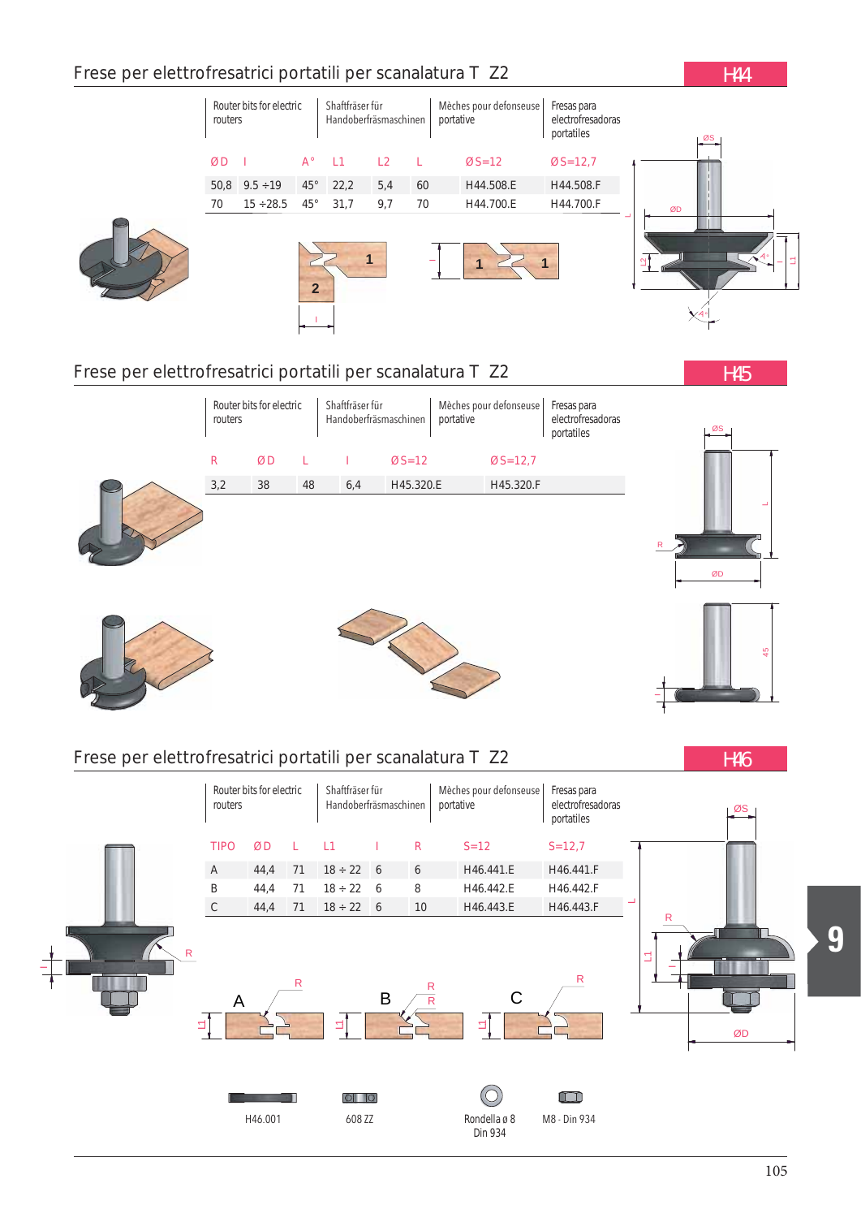## Frese per elettrofresatrici portatili per scanalatura T Z2

**H44**

| Router bits for electric routers | Shaftfräser für Handoberfräsmaschinen | Mèches pour defonseuse portative | Fresas para electrofresadoras portatiles |
|---|---|---|---|

| ØD | I | A° | L1 | L2 | L | ØS=12 | ØS=12,7 |
|---|---|---|---|---|---|---|---|
| 50,8 | 9.5 ÷19 | 45° | 22,2 | 5,4 | 60 | H44.508.E | H44.508.F |
| 70 | 15 ÷28.5 | 45° | 31,7 | 9,7 | 70 | H44.700.E | H44.700.F |

## Frese per elettrofresatrici portatili per scanalatura T Z2

**H45**

| Router bits for electric routers | Shaftfräser für Handoberfräsmaschinen | Mèches pour defonseuse portative | Fresas para electrofresadoras portatiles |
|---|---|---|---|

| R | ØD | L | I | ØS=12 | ØS=12,7 |
|---|---|---|---|---|---|
| 3,2 | 38 | 48 | 6,4 | H45.320.E | H45.320.F |

## Frese per elettrofresatrici portatili per scanalatura T Z2

**H46**

| Router bits for electric routers | Shaftfräser für Handoberfräsmaschinen | Mèches pour defonseuse portative | Fresas para electrofresadoras portatiles |
|---|---|---|---|

| TIPO | ØD | L | L1 | I | R | S=12 | S=12,7 |
|---|---|---|---|---|---|---|---|
| A | 44,4 | 71 | 18 ÷ 22 | 6 | 6 | H46.441.E | H46.441.F |
| B | 44,4 | 71 | 18 ÷ 22 | 6 | 8 | H46.442.E | H46.442.F |
| C | 44,4 | 71 | 18 ÷ 22 | 6 | 10 | H46.443.E | H46.443.F |

H46.001 | 608 ZZ | Rondella ø 8 Din 934 | M8 - Din 934

9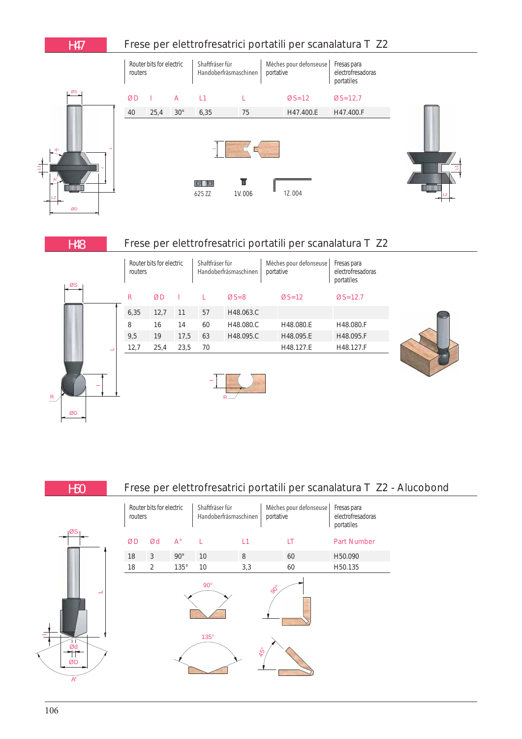## H47 Frese per elettrofresatrici portatili per scanalatura T Z2

| Router bits for electric routers | Shaftfräser für Handoberfräsmaschinen | Mèches pour defonseuse portative | Fresas para electrofresadoras portatiles |
|---|---|---|---|

| ØD | I | A | L1 | L | ØS=12 | ØS=12,7 |
|---|---|---|---|---|---|---|
| 40 | 25,4 | 30° | 6,35 | 75 | H47.400.E | H47.400.F |

625 ZZ  1V.006  1Z.004

## H48 Frese per elettrofresatrici portatili per scanalatura T Z2

| Router bits for electric routers | Shaftfräser für Handoberfräsmaschinen | Mèches pour defonseuse portative | Fresas para electrofresadoras portatiles |
|---|---|---|---|

| R | ØD | I | L | ØS=8 | ØS=12 | ØS=12.7 |
|---|---|---|---|---|---|---|
| 6,35 | 12,7 | 11 | 57 | H48.063.C | | |
| 8 | 16 | 14 | 60 | H48.080.C | H48.080.E | H48.080.F |
| 9,5 | 19 | 17,5 | 63 | H48.095.C | H48.095.E | H48.095.F |
| 12,7 | 25,4 | 23,5 | 70 | | H48.127.E | H48.127.F |

## H50 Frese per elettrofresatrici portatili per scanalatura T Z2 - Alucobond

| Router bits for electric routers | Shaftfräser für Handoberfräsmaschinen | Mèches pour defonseuse portative | Fresas para electrofresadoras portatiles |
|---|---|---|---|

| ØD | Ød | A° | L | L1 | LT | Part Number |
|---|---|---|---|---|---|---|
| 18 | 3 | 90° | 10 | 8 | 60 | H50.090 |
| 18 | 2 | 135° | 10 | 3,3 | 60 | H50.135 |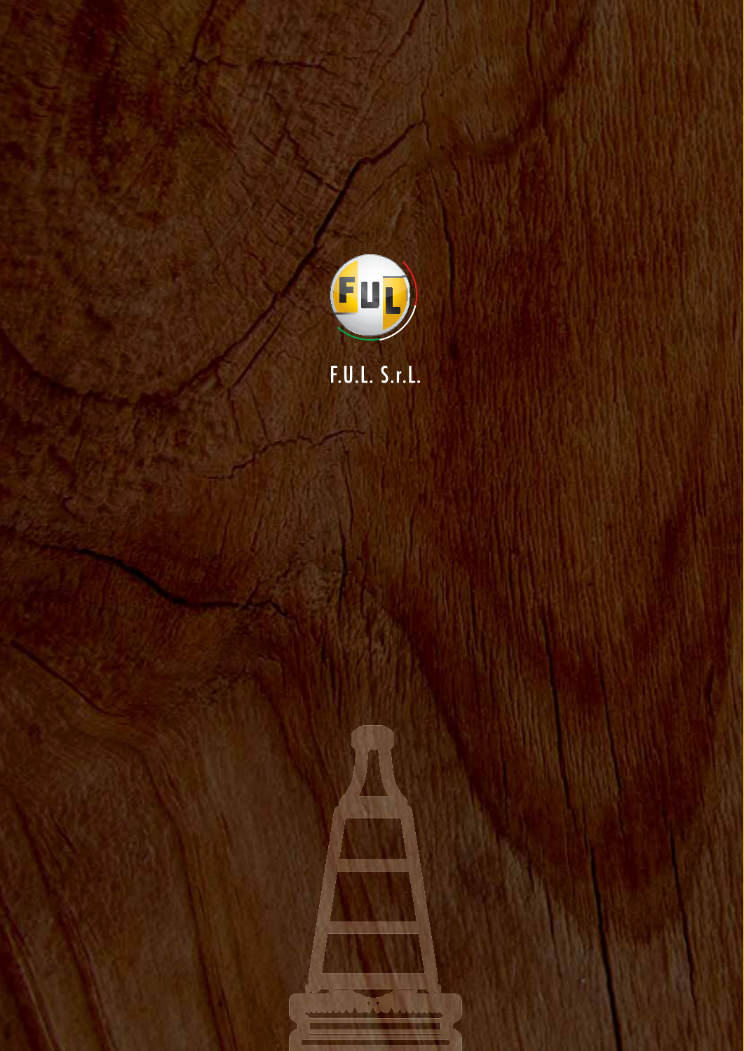F.U.L. S.r.L.